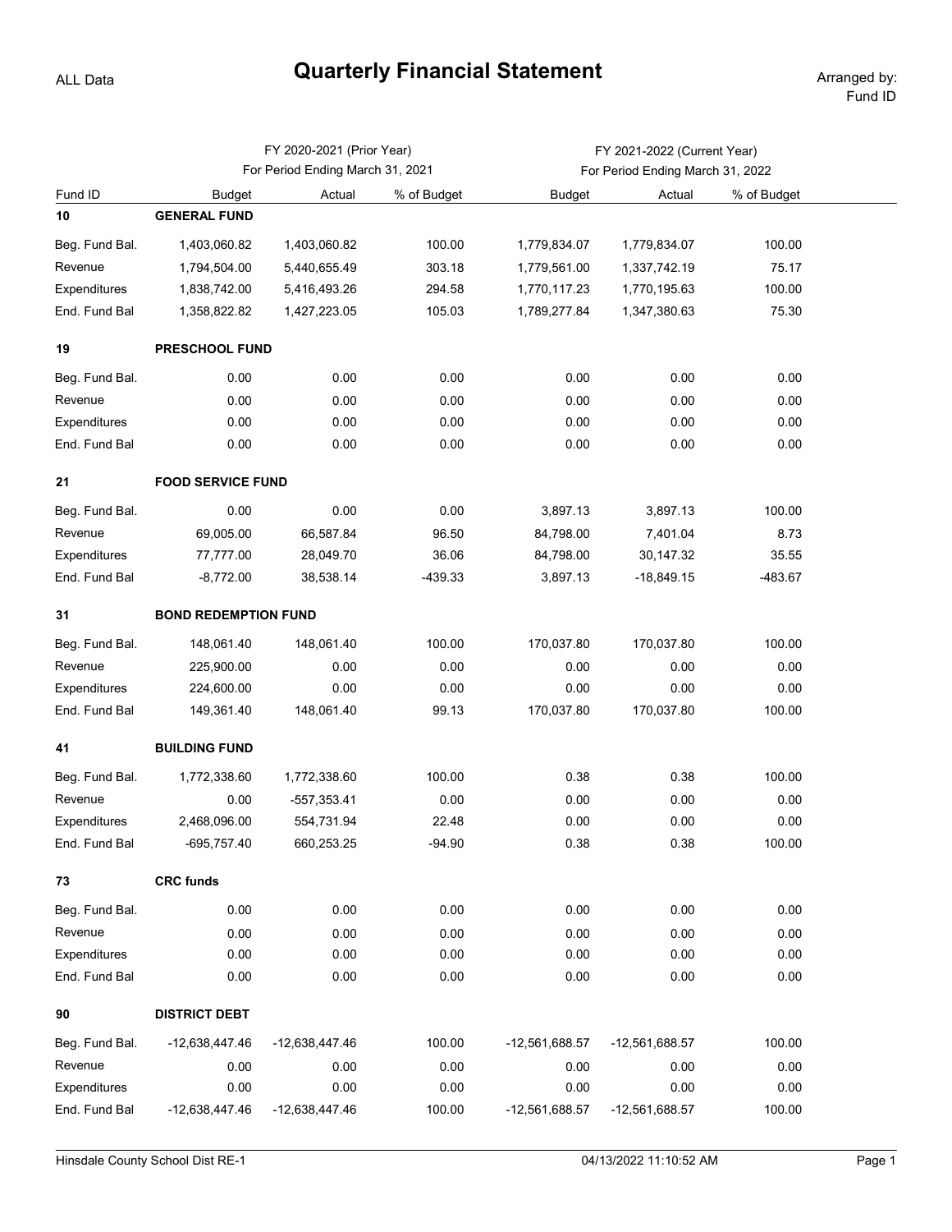ALL Data

# Quarterly Financial Statement

Arranged by: Fund ID

| | FY 2020-2021 (Prior Year) For Period Ending March 31, 2021 | | | FY 2021-2022 (Current Year) For Period Ending March 31, 2022 | | |
|---|---|---|---|---|---|---|
| Fund ID | Budget | Actual | % of Budget | Budget | Actual | % of Budget |
| **10** | **GENERAL FUND** | | | | | |
| Beg. Fund Bal. | 1,403,060.82 | 1,403,060.82 | 100.00 | 1,779,834.07 | 1,779,834.07 | 100.00 |
| Revenue | 1,794,504.00 | 5,440,655.49 | 303.18 | 1,779,561.00 | 1,337,742.19 | 75.17 |
| Expenditures | 1,838,742.00 | 5,416,493.26 | 294.58 | 1,770,117.23 | 1,770,195.63 | 100.00 |
| End. Fund Bal | 1,358,822.82 | 1,427,223.05 | 105.03 | 1,789,277.84 | 1,347,380.63 | 75.30 |
| **19** | **PRESCHOOL FUND** | | | | | |
| Beg. Fund Bal. | 0.00 | 0.00 | 0.00 | 0.00 | 0.00 | 0.00 |
| Revenue | 0.00 | 0.00 | 0.00 | 0.00 | 0.00 | 0.00 |
| Expenditures | 0.00 | 0.00 | 0.00 | 0.00 | 0.00 | 0.00 |
| End. Fund Bal | 0.00 | 0.00 | 0.00 | 0.00 | 0.00 | 0.00 |
| **21** | **FOOD SERVICE FUND** | | | | | |
| Beg. Fund Bal. | 0.00 | 0.00 | 0.00 | 3,897.13 | 3,897.13 | 100.00 |
| Revenue | 69,005.00 | 66,587.84 | 96.50 | 84,798.00 | 7,401.04 | 8.73 |
| Expenditures | 77,777.00 | 28,049.70 | 36.06 | 84,798.00 | 30,147.32 | 35.55 |
| End. Fund Bal | -8,772.00 | 38,538.14 | -439.33 | 3,897.13 | -18,849.15 | -483.67 |
| **31** | **BOND REDEMPTION FUND** | | | | | |
| Beg. Fund Bal. | 148,061.40 | 148,061.40 | 100.00 | 170,037.80 | 170,037.80 | 100.00 |
| Revenue | 225,900.00 | 0.00 | 0.00 | 0.00 | 0.00 | 0.00 |
| Expenditures | 224,600.00 | 0.00 | 0.00 | 0.00 | 0.00 | 0.00 |
| End. Fund Bal | 149,361.40 | 148,061.40 | 99.13 | 170,037.80 | 170,037.80 | 100.00 |
| **41** | **BUILDING FUND** | | | | | |
| Beg. Fund Bal. | 1,772,338.60 | 1,772,338.60 | 100.00 | 0.38 | 0.38 | 100.00 |
| Revenue | 0.00 | -557,353.41 | 0.00 | 0.00 | 0.00 | 0.00 |
| Expenditures | 2,468,096.00 | 554,731.94 | 22.48 | 0.00 | 0.00 | 0.00 |
| End. Fund Bal | -695,757.40 | 660,253.25 | -94.90 | 0.38 | 0.38 | 100.00 |
| **73** | **CRC funds** | | | | | |
| Beg. Fund Bal. | 0.00 | 0.00 | 0.00 | 0.00 | 0.00 | 0.00 |
| Revenue | 0.00 | 0.00 | 0.00 | 0.00 | 0.00 | 0.00 |
| Expenditures | 0.00 | 0.00 | 0.00 | 0.00 | 0.00 | 0.00 |
| End. Fund Bal | 0.00 | 0.00 | 0.00 | 0.00 | 0.00 | 0.00 |
| **90** | **DISTRICT DEBT** | | | | | |
| Beg. Fund Bal. | -12,638,447.46 | -12,638,447.46 | 100.00 | -12,561,688.57 | -12,561,688.57 | 100.00 |
| Revenue | 0.00 | 0.00 | 0.00 | 0.00 | 0.00 | 0.00 |
| Expenditures | 0.00 | 0.00 | 0.00 | 0.00 | 0.00 | 0.00 |
| End. Fund Bal | -12,638,447.46 | -12,638,447.46 | 100.00 | -12,561,688.57 | -12,561,688.57 | 100.00 |

Hinsdale County School Dist RE-1 04/13/2022 11:10:52 AM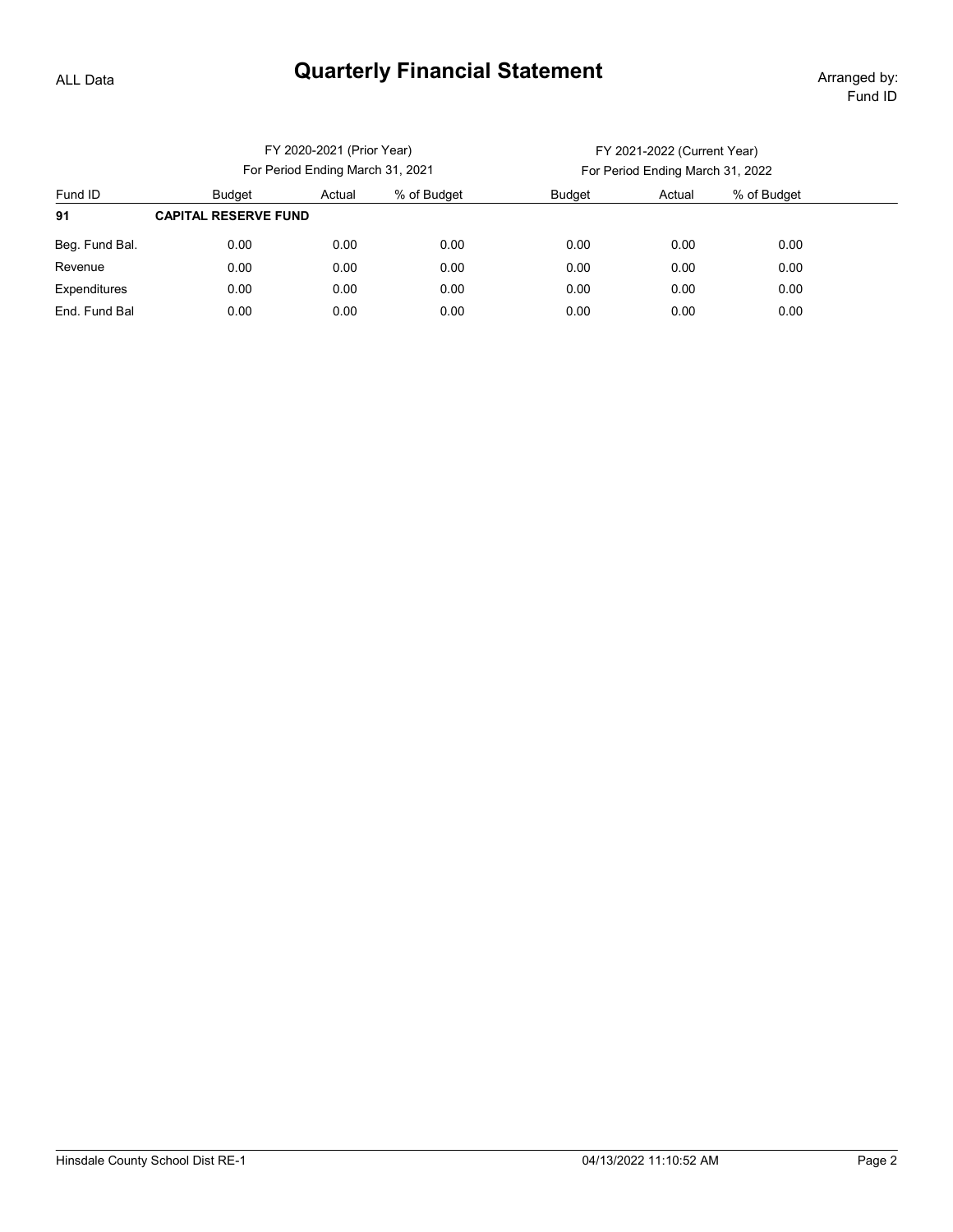# Quarterly Financial Statement

ALL Data

Arranged by: Fund ID

| | FY 2020-2021 (Prior Year) For Period Ending March 31, 2021 | | | FY 2021-2022 (Current Year) For Period Ending March 31, 2022 | | |
|---|---|---|---|---|---|---|
| Fund ID | Budget | Actual | % of Budget | Budget | Actual | % of Budget |
| **91** | **CAPITAL RESERVE FUND** | | | | | |
| Beg. Fund Bal. | 0.00 | 0.00 | 0.00 | 0.00 | 0.00 | 0.00 |
| Revenue | 0.00 | 0.00 | 0.00 | 0.00 | 0.00 | 0.00 |
| Expenditures | 0.00 | 0.00 | 0.00 | 0.00 | 0.00 | 0.00 |
| End. Fund Bal | 0.00 | 0.00 | 0.00 | 0.00 | 0.00 | 0.00 |

Hinsdale County School Dist RE-1 — 04/13/2022 11:10:52 AM